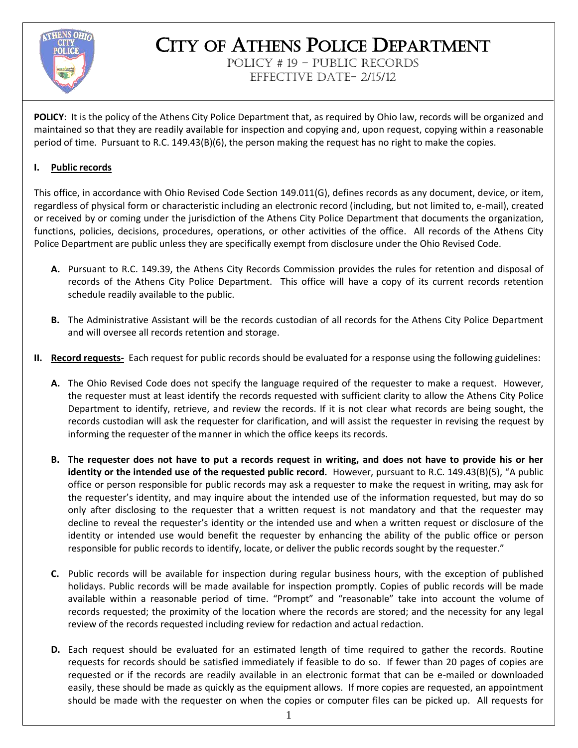# City of Athens Police Department

Policy # 19 – Public Records

Effective Date- 2/15/12

**POLICY**: It is the policy of the Athens City Police Department that, as required by Ohio law, records will be organized and maintained so that they are readily available for inspection and copying and, upon request, copying within a reasonable period of time. Pursuant to R.C. 149.43(B)(6), the person making the request has no right to make the copies.

**I. Public records**

This office, in accordance with Ohio Revised Code Section 149.011(G), defines records as any document, device, or item, regardless of physical form or characteristic including an electronic record (including, but not limited to, e-mail), created or received by or coming under the jurisdiction of the Athens City Police Department that documents the organization, functions, policies, decisions, procedures, operations, or other activities of the office. All records of the Athens City Police Department are public unless they are specifically exempt from disclosure under the Ohio Revised Code.

**A.** Pursuant to R.C. 149.39, the Athens City Records Commission provides the rules for retention and disposal of records of the Athens City Police Department. This office will have a copy of its current records retention schedule readily available to the public.

**B.** The Administrative Assistant will be the records custodian of all records for the Athens City Police Department and will oversee all records retention and storage.

**II. Record requests-** Each request for public records should be evaluated for a response using the following guidelines:

**A.** The Ohio Revised Code does not specify the language required of the requester to make a request. However, the requester must at least identify the records requested with sufficient clarity to allow the Athens City Police Department to identify, retrieve, and review the records. If it is not clear what records are being sought, the records custodian will ask the requester for clarification, and will assist the requester in revising the request by informing the requester of the manner in which the office keeps its records.

**B. The requester does not have to put a records request in writing, and does not have to provide his or her identity or the intended use of the requested public record.** However, pursuant to R.C. 149.43(B)(5), "A public office or person responsible for public records may ask a requester to make the request in writing, may ask for the requester's identity, and may inquire about the intended use of the information requested, but may do so only after disclosing to the requester that a written request is not mandatory and that the requester may decline to reveal the requester's identity or the intended use and when a written request or disclosure of the identity or intended use would benefit the requester by enhancing the ability of the public office or person responsible for public records to identify, locate, or deliver the public records sought by the requester."

**C.** Public records will be available for inspection during regular business hours, with the exception of published holidays. Public records will be made available for inspection promptly. Copies of public records will be made available within a reasonable period of time. "Prompt" and "reasonable" take into account the volume of records requested; the proximity of the location where the records are stored; and the necessity for any legal review of the records requested including review for redaction and actual redaction.

**D.** Each request should be evaluated for an estimated length of time required to gather the records. Routine requests for records should be satisfied immediately if feasible to do so. If fewer than 20 pages of copies are requested or if the records are readily available in an electronic format that can be e-mailed or downloaded easily, these should be made as quickly as the equipment allows. If more copies are requested, an appointment should be made with the requester on when the copies or computer files can be picked up. All requests for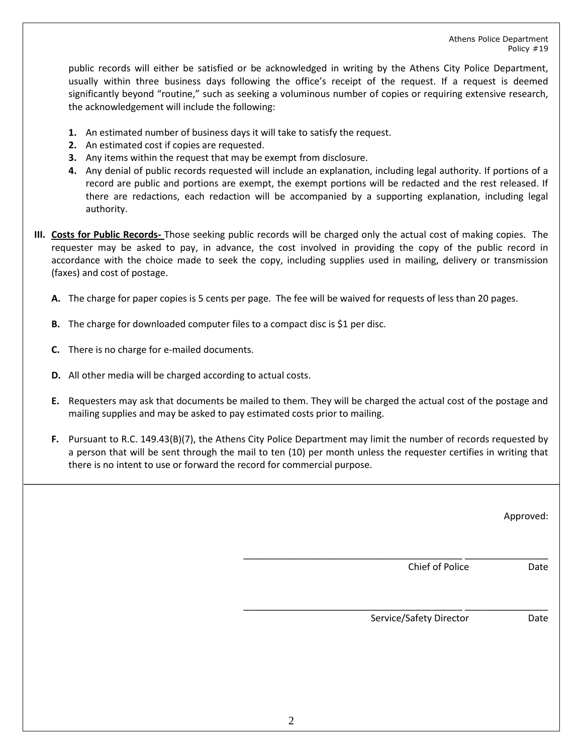public records will either be satisfied or be acknowledged in writing by the Athens City Police Department, usually within three business days following the office's receipt of the request. If a request is deemed significantly beyond "routine," such as seeking a voluminous number of copies or requiring extensive research, the acknowledgement will include the following:

1. An estimated number of business days it will take to satisfy the request.
2. An estimated cost if copies are requested.
3. Any items within the request that may be exempt from disclosure.
4. Any denial of public records requested will include an explanation, including legal authority. If portions of a record are public and portions are exempt, the exempt portions will be redacted and the rest released. If there are redactions, each redaction will be accompanied by a supporting explanation, including legal authority.

**III. Costs for Public Records-** Those seeking public records will be charged only the actual cost of making copies. The requester may be asked to pay, in advance, the cost involved in providing the copy of the public record in accordance with the choice made to seek the copy, including supplies used in mailing, delivery or transmission (faxes) and cost of postage.

**A.** The charge for paper copies is 5 cents per page. The fee will be waived for requests of less than 20 pages.

**B.** The charge for downloaded computer files to a compact disc is $1 per disc.

**C.** There is no charge for e-mailed documents.

**D.** All other media will be charged according to actual costs.

**E.** Requesters may ask that documents be mailed to them. They will be charged the actual cost of the postage and mailing supplies and may be asked to pay estimated costs prior to mailing.

**F.** Pursuant to R.C. 149.43(B)(7), the Athens City Police Department may limit the number of records requested by a person that will be sent through the mail to ten (10) per month unless the requester certifies in writing that there is no intent to use or forward the record for commercial purpose.

Approved:

\_\_\_\_\_\_\_\_\_\_\_\_\_\_\_\_\_\_\_\_\_\_\_\_\_\_\_\_\_\_\_\_\_\_\_\_\_\_\_\_ \_\_\_\_\_\_\_\_\_\_\_\_\_\_\_
Chief of Police Date

\_\_\_\_\_\_\_\_\_\_\_\_\_\_\_\_\_\_\_\_\_\_\_\_\_\_\_\_\_\_\_\_\_\_\_\_\_\_\_\_ \_\_\_\_\_\_\_\_\_\_\_\_\_\_\_
Service/Safety Director Date